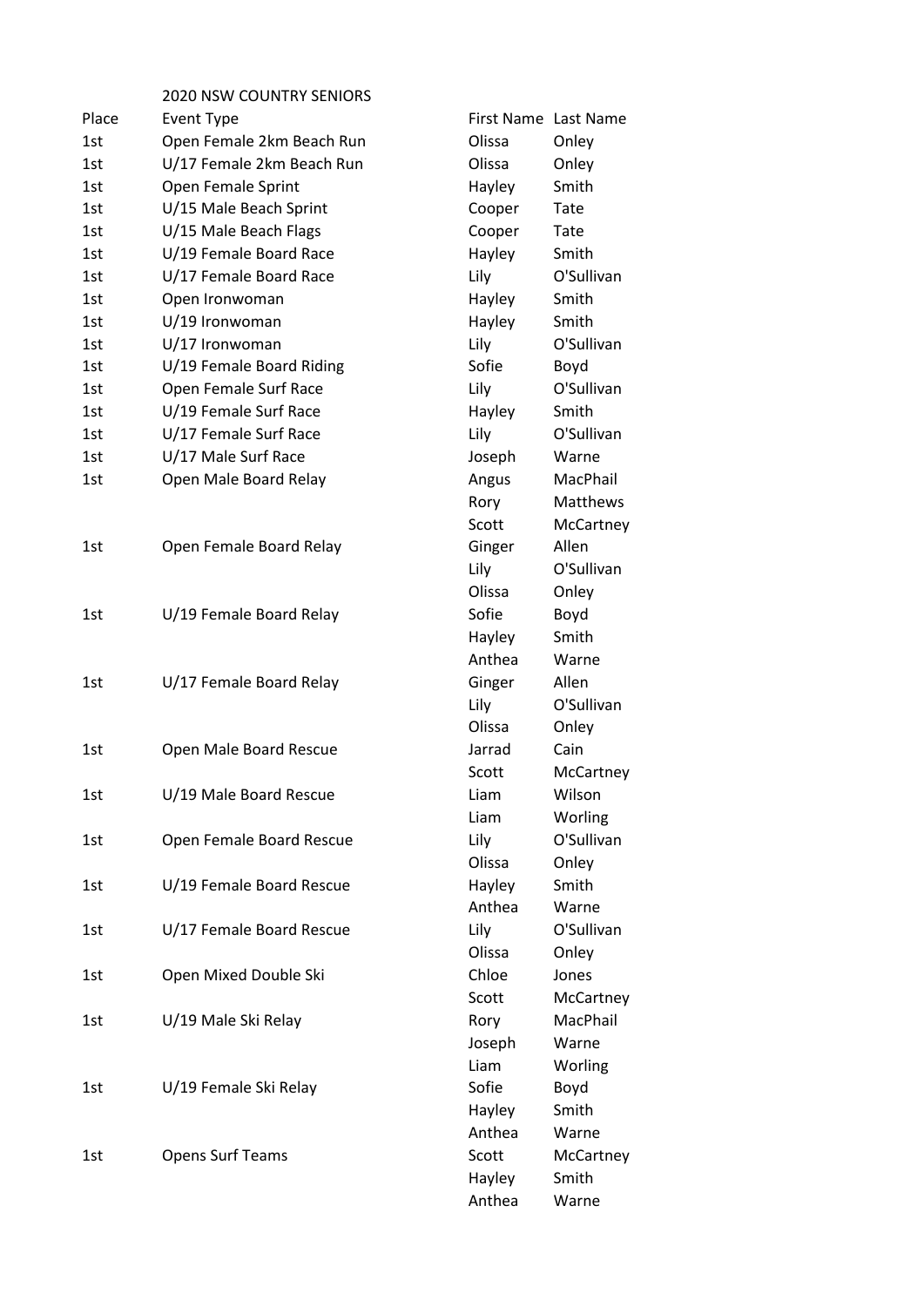# 2020 NSW COUNTRY SENIORS

| Place | Event Type | First Name | Last Name |
|---|---|---|---|
| 1st | Open Female 2km Beach Run | Olissa | Onley |
| 1st | U/17 Female 2km Beach Run | Olissa | Onley |
| 1st | Open Female Sprint | Hayley | Smith |
| 1st | U/15 Male Beach Sprint | Cooper | Tate |
| 1st | U/15 Male Beach Flags | Cooper | Tate |
| 1st | U/19 Female Board Race | Hayley | Smith |
| 1st | U/17 Female Board Race | Lily | O'Sullivan |
| 1st | Open Ironwoman | Hayley | Smith |
| 1st | U/19 Ironwoman | Hayley | Smith |
| 1st | U/17 Ironwoman | Lily | O'Sullivan |
| 1st | U/19 Female Board Riding | Sofie | Boyd |
| 1st | Open Female Surf Race | Lily | O'Sullivan |
| 1st | U/19 Female Surf Race | Hayley | Smith |
| 1st | U/17 Female Surf Race | Lily | O'Sullivan |
| 1st | U/17 Male Surf Race | Joseph | Warne |
| 1st | Open Male Board Relay | Angus | MacPhail |
| | | Rory | Matthews |
| | | Scott | McCartney |
| 1st | Open Female Board Relay | Ginger | Allen |
| | | Lily | O'Sullivan |
| | | Olissa | Onley |
| 1st | U/19 Female Board Relay | Sofie | Boyd |
| | | Hayley | Smith |
| | | Anthea | Warne |
| 1st | U/17 Female Board Relay | Ginger | Allen |
| | | Lily | O'Sullivan |
| | | Olissa | Onley |
| 1st | Open Male Board Rescue | Jarrad | Cain |
| | | Scott | McCartney |
| 1st | U/19 Male Board Rescue | Liam | Wilson |
| | | Liam | Worling |
| 1st | Open Female Board Rescue | Lily | O'Sullivan |
| | | Olissa | Onley |
| 1st | U/19 Female Board Rescue | Hayley | Smith |
| | | Anthea | Warne |
| 1st | U/17 Female Board Rescue | Lily | O'Sullivan |
| | | Olissa | Onley |
| 1st | Open Mixed Double Ski | Chloe | Jones |
| | | Scott | McCartney |
| 1st | U/19 Male Ski Relay | Rory | MacPhail |
| | | Joseph | Warne |
| | | Liam | Worling |
| 1st | U/19 Female Ski Relay | Sofie | Boyd |
| | | Hayley | Smith |
| | | Anthea | Warne |
| 1st | Opens Surf Teams | Scott | McCartney |
| | | Hayley | Smith |
| | | Anthea | Warne |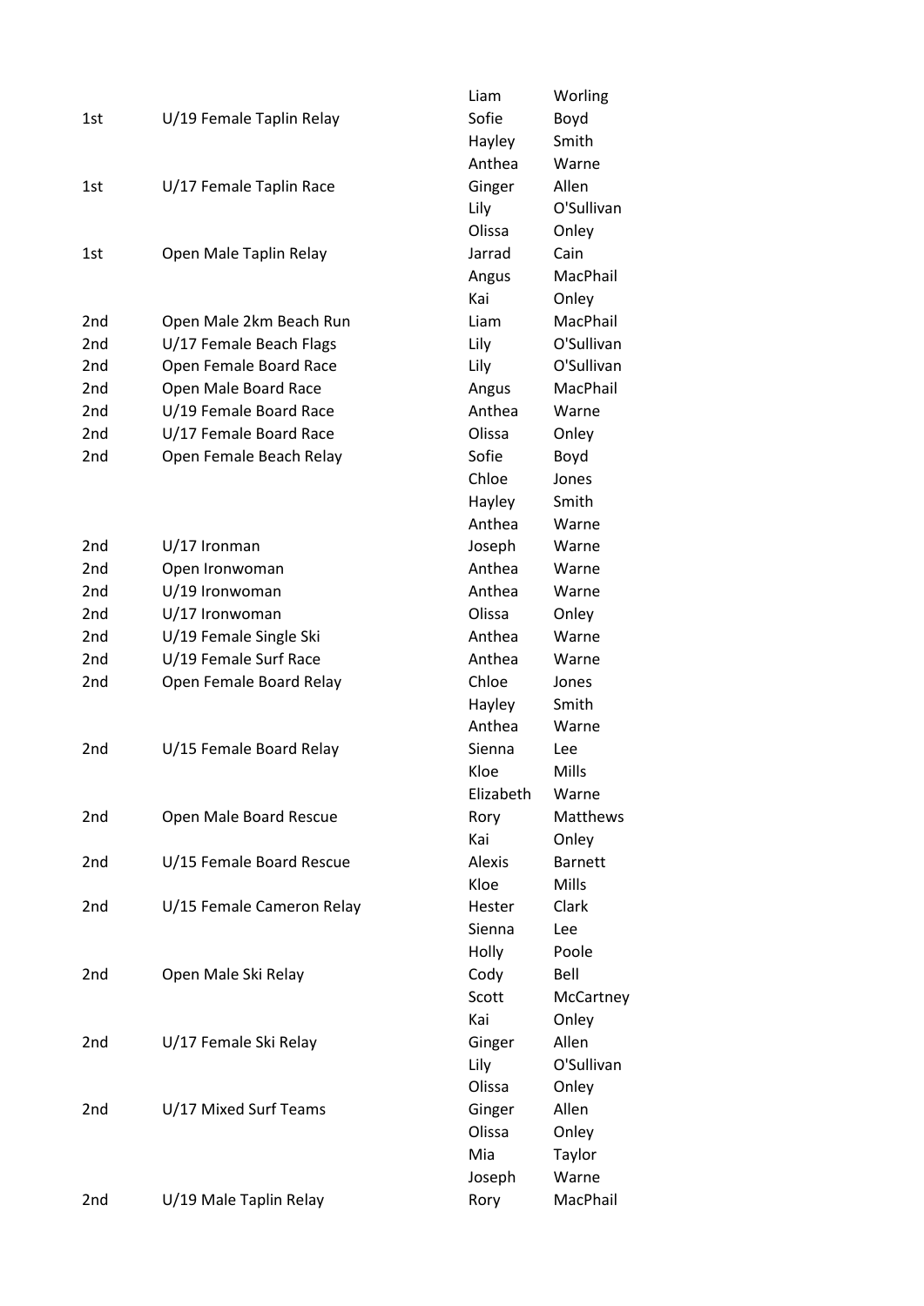| | | | |
|---|---|---|---|
| | | Liam | Worling |
| 1st | U/19 Female Taplin Relay | Sofie | Boyd |
| | | Hayley | Smith |
| | | Anthea | Warne |
| 1st | U/17 Female Taplin Race | Ginger | Allen |
| | | Lily | O'Sullivan |
| | | Olissa | Onley |
| 1st | Open Male Taplin Relay | Jarrad | Cain |
| | | Angus | MacPhail |
| | | Kai | Onley |
| 2nd | Open Male 2km Beach Run | Liam | MacPhail |
| 2nd | U/17 Female Beach Flags | Lily | O'Sullivan |
| 2nd | Open Female Board Race | Lily | O'Sullivan |
| 2nd | Open Male Board Race | Angus | MacPhail |
| 2nd | U/19 Female Board Race | Anthea | Warne |
| 2nd | U/17 Female Board Race | Olissa | Onley |
| 2nd | Open Female Beach Relay | Sofie | Boyd |
| | | Chloe | Jones |
| | | Hayley | Smith |
| | | Anthea | Warne |
| 2nd | U/17 Ironman | Joseph | Warne |
| 2nd | Open Ironwoman | Anthea | Warne |
| 2nd | U/19 Ironwoman | Anthea | Warne |
| 2nd | U/17 Ironwoman | Olissa | Onley |
| 2nd | U/19 Female Single Ski | Anthea | Warne |
| 2nd | U/19 Female Surf Race | Anthea | Warne |
| 2nd | Open Female Board Relay | Chloe | Jones |
| | | Hayley | Smith |
| | | Anthea | Warne |
| 2nd | U/15 Female Board Relay | Sienna | Lee |
| | | Kloe | Mills |
| | | Elizabeth | Warne |
| 2nd | Open Male Board Rescue | Rory | Matthews |
| | | Kai | Onley |
| 2nd | U/15 Female Board Rescue | Alexis | Barnett |
| | | Kloe | Mills |
| 2nd | U/15 Female Cameron Relay | Hester | Clark |
| | | Sienna | Lee |
| | | Holly | Poole |
| 2nd | Open Male Ski Relay | Cody | Bell |
| | | Scott | McCartney |
| | | Kai | Onley |
| 2nd | U/17 Female Ski Relay | Ginger | Allen |
| | | Lily | O'Sullivan |
| | | Olissa | Onley |
| 2nd | U/17 Mixed Surf Teams | Ginger | Allen |
| | | Olissa | Onley |
| | | Mia | Taylor |
| | | Joseph | Warne |
| 2nd | U/19 Male Taplin Relay | Rory | MacPhail |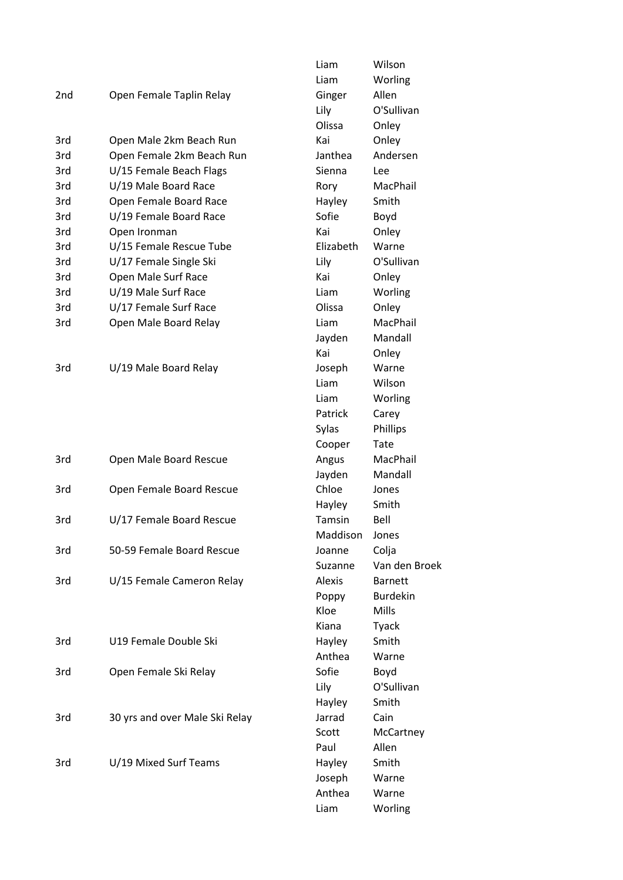| | | | |
|---|---|---|---|
| | | Liam | Wilson |
| | | Liam | Worling |
| 2nd | Open Female Taplin Relay | Ginger | Allen |
| | | Lily | O'Sullivan |
| | | Olissa | Onley |
| 3rd | Open Male 2km Beach Run | Kai | Onley |
| 3rd | Open Female 2km Beach Run | Janthea | Andersen |
| 3rd | U/15 Female Beach Flags | Sienna | Lee |
| 3rd | U/19 Male Board Race | Rory | MacPhail |
| 3rd | Open Female Board Race | Hayley | Smith |
| 3rd | U/19 Female Board Race | Sofie | Boyd |
| 3rd | Open Ironman | Kai | Onley |
| 3rd | U/15 Female Rescue Tube | Elizabeth | Warne |
| 3rd | U/17 Female Single Ski | Lily | O'Sullivan |
| 3rd | Open Male Surf Race | Kai | Onley |
| 3rd | U/19 Male Surf Race | Liam | Worling |
| 3rd | U/17 Female Surf Race | Olissa | Onley |
| 3rd | Open Male Board Relay | Liam | MacPhail |
| | | Jayden | Mandall |
| | | Kai | Onley |
| 3rd | U/19 Male Board Relay | Joseph | Warne |
| | | Liam | Wilson |
| | | Liam | Worling |
| | | Patrick | Carey |
| | | Sylas | Phillips |
| | | Cooper | Tate |
| 3rd | Open Male Board Rescue | Angus | MacPhail |
| | | Jayden | Mandall |
| 3rd | Open Female Board Rescue | Chloe | Jones |
| | | Hayley | Smith |
| 3rd | U/17 Female Board Rescue | Tamsin | Bell |
| | | Maddison | Jones |
| 3rd | 50-59 Female Board Rescue | Joanne | Colja |
| | | Suzanne | Van den Broek |
| 3rd | U/15 Female Cameron Relay | Alexis | Barnett |
| | | Poppy | Burdekin |
| | | Kloe | Mills |
| | | Kiana | Tyack |
| 3rd | U19 Female Double Ski | Hayley | Smith |
| | | Anthea | Warne |
| 3rd | Open Female Ski Relay | Sofie | Boyd |
| | | Lily | O'Sullivan |
| | | Hayley | Smith |
| 3rd | 30 yrs and over Male Ski Relay | Jarrad | Cain |
| | | Scott | McCartney |
| | | Paul | Allen |
| 3rd | U/19 Mixed Surf Teams | Hayley | Smith |
| | | Joseph | Warne |
| | | Anthea | Warne |
| | | Liam | Worling |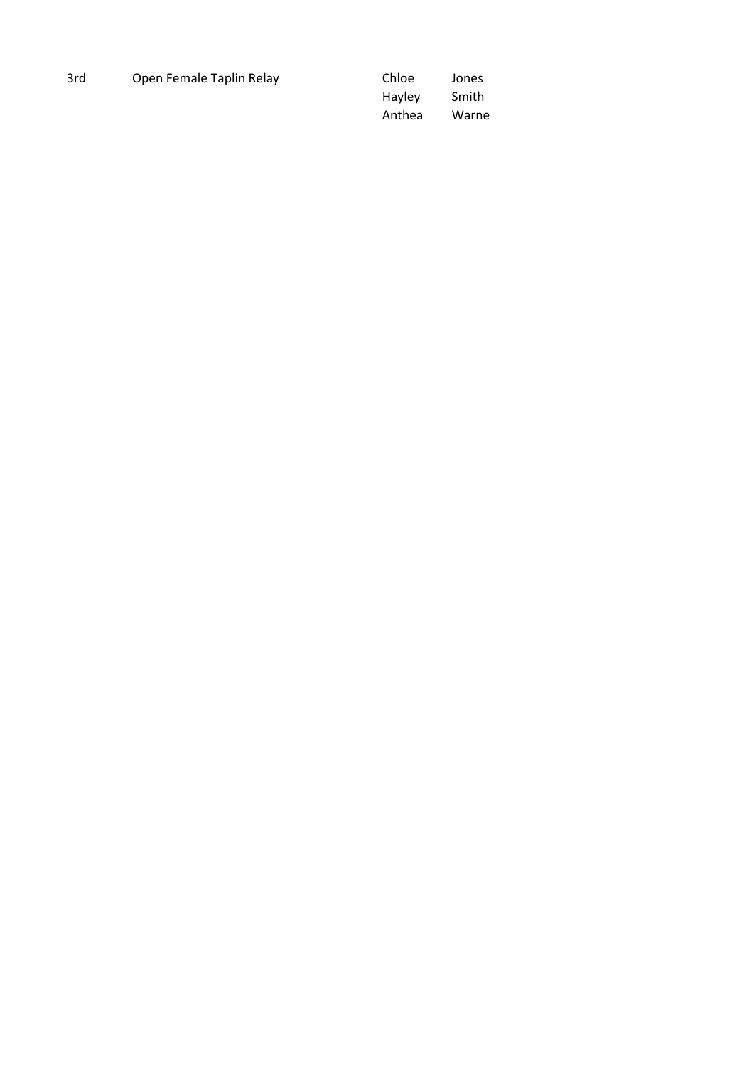| | | | |
|---|---|---|---|
| 3rd | Open Female Taplin Relay | Chloe | Jones |
| | | Hayley | Smith |
| | | Anthea | Warne |